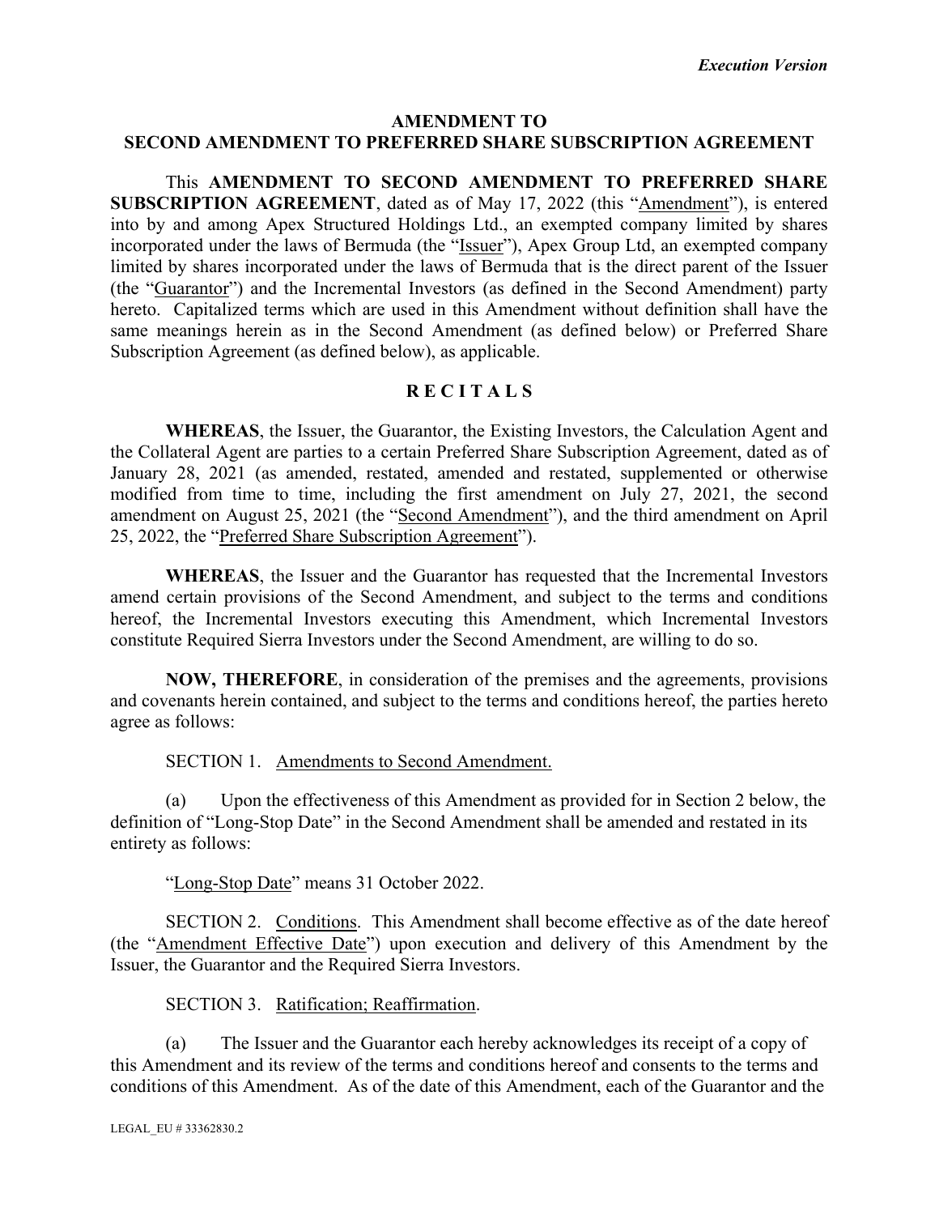*Execution Version*

**AMENDMENT TO**
**SECOND AMENDMENT TO PREFERRED SHARE SUBSCRIPTION AGREEMENT**

This **AMENDMENT TO SECOND AMENDMENT TO PREFERRED SHARE SUBSCRIPTION AGREEMENT**, dated as of May 17, 2022 (this "Amendment"), is entered into by and among Apex Structured Holdings Ltd., an exempted company limited by shares incorporated under the laws of Bermuda (the "Issuer"), Apex Group Ltd, an exempted company limited by shares incorporated under the laws of Bermuda that is the direct parent of the Issuer (the "Guarantor") and the Incremental Investors (as defined in the Second Amendment) party hereto. Capitalized terms which are used in this Amendment without definition shall have the same meanings herein as in the Second Amendment (as defined below) or Preferred Share Subscription Agreement (as defined below), as applicable.

**R E C I T A L S**

**WHEREAS**, the Issuer, the Guarantor, the Existing Investors, the Calculation Agent and the Collateral Agent are parties to a certain Preferred Share Subscription Agreement, dated as of January 28, 2021 (as amended, restated, amended and restated, supplemented or otherwise modified from time to time, including the first amendment on July 27, 2021, the second amendment on August 25, 2021 (the "Second Amendment"), and the third amendment on April 25, 2022, the "Preferred Share Subscription Agreement").

**WHEREAS**, the Issuer and the Guarantor has requested that the Incremental Investors amend certain provisions of the Second Amendment, and subject to the terms and conditions hereof, the Incremental Investors executing this Amendment, which Incremental Investors constitute Required Sierra Investors under the Second Amendment, are willing to do so.

**NOW, THEREFORE**, in consideration of the premises and the agreements, provisions and covenants herein contained, and subject to the terms and conditions hereof, the parties hereto agree as follows:

SECTION 1. Amendments to Second Amendment.

(a) Upon the effectiveness of this Amendment as provided for in Section 2 below, the definition of "Long-Stop Date" in the Second Amendment shall be amended and restated in its entirety as follows:

"Long-Stop Date" means 31 October 2022.

SECTION 2. Conditions. This Amendment shall become effective as of the date hereof (the "Amendment Effective Date") upon execution and delivery of this Amendment by the Issuer, the Guarantor and the Required Sierra Investors.

SECTION 3. Ratification; Reaffirmation.

(a) The Issuer and the Guarantor each hereby acknowledges its receipt of a copy of this Amendment and its review of the terms and conditions hereof and consents to the terms and conditions of this Amendment. As of the date of this Amendment, each of the Guarantor and the

LEGAL_EU # 33362830.2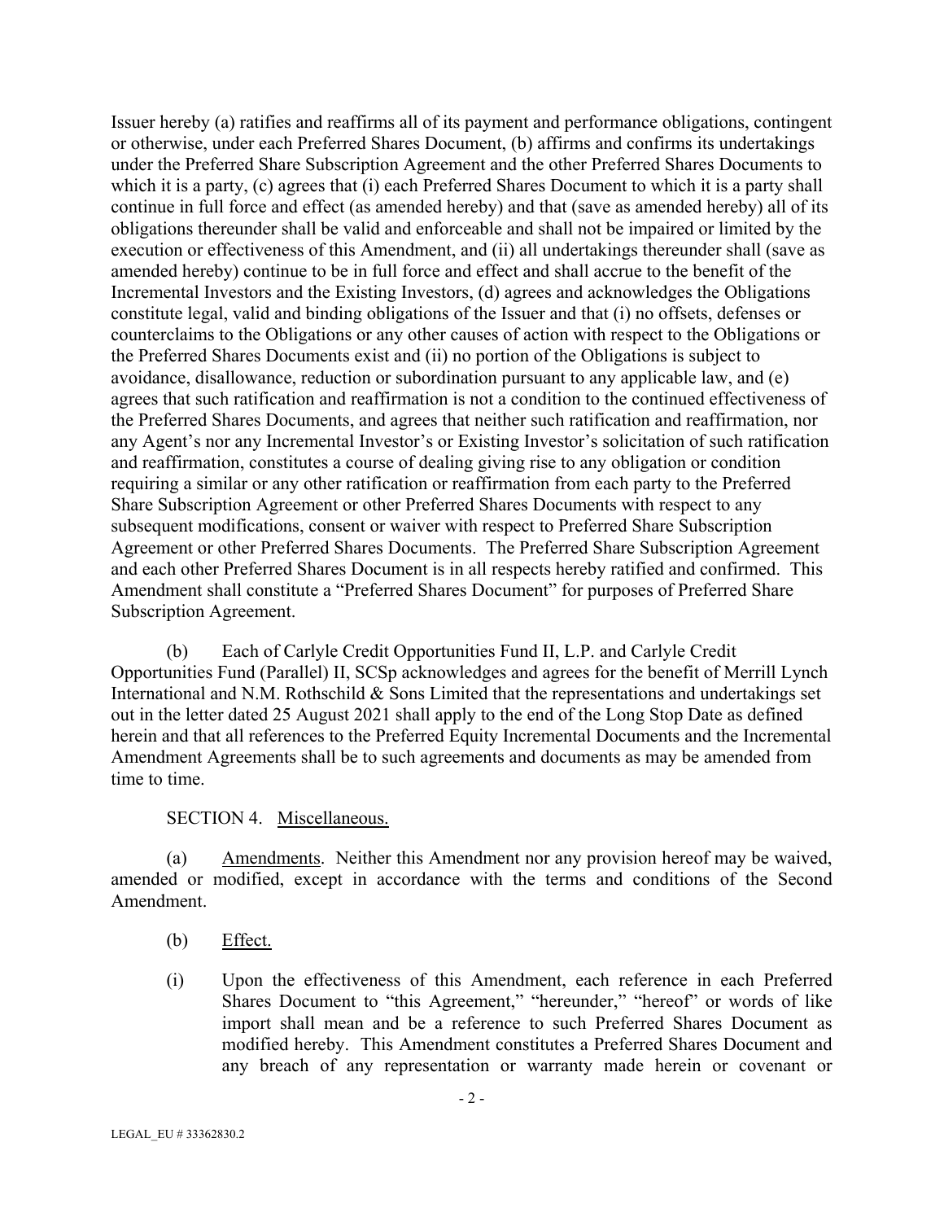Issuer hereby (a) ratifies and reaffirms all of its payment and performance obligations, contingent or otherwise, under each Preferred Shares Document, (b) affirms and confirms its undertakings under the Preferred Share Subscription Agreement and the other Preferred Shares Documents to which it is a party, (c) agrees that (i) each Preferred Shares Document to which it is a party shall continue in full force and effect (as amended hereby) and that (save as amended hereby) all of its obligations thereunder shall be valid and enforceable and shall not be impaired or limited by the execution or effectiveness of this Amendment, and (ii) all undertakings thereunder shall (save as amended hereby) continue to be in full force and effect and shall accrue to the benefit of the Incremental Investors and the Existing Investors, (d) agrees and acknowledges the Obligations constitute legal, valid and binding obligations of the Issuer and that (i) no offsets, defenses or counterclaims to the Obligations or any other causes of action with respect to the Obligations or the Preferred Shares Documents exist and (ii) no portion of the Obligations is subject to avoidance, disallowance, reduction or subordination pursuant to any applicable law, and (e) agrees that such ratification and reaffirmation is not a condition to the continued effectiveness of the Preferred Shares Documents, and agrees that neither such ratification and reaffirmation, nor any Agent's nor any Incremental Investor's or Existing Investor's solicitation of such ratification and reaffirmation, constitutes a course of dealing giving rise to any obligation or condition requiring a similar or any other ratification or reaffirmation from each party to the Preferred Share Subscription Agreement or other Preferred Shares Documents with respect to any subsequent modifications, consent or waiver with respect to Preferred Share Subscription Agreement or other Preferred Shares Documents. The Preferred Share Subscription Agreement and each other Preferred Shares Document is in all respects hereby ratified and confirmed. This Amendment shall constitute a "Preferred Shares Document" for purposes of Preferred Share Subscription Agreement.

(b) Each of Carlyle Credit Opportunities Fund II, L.P. and Carlyle Credit Opportunities Fund (Parallel) II, SCSp acknowledges and agrees for the benefit of Merrill Lynch International and N.M. Rothschild & Sons Limited that the representations and undertakings set out in the letter dated 25 August 2021 shall apply to the end of the Long Stop Date as defined herein and that all references to the Preferred Equity Incremental Documents and the Incremental Amendment Agreements shall be to such agreements and documents as may be amended from time to time.

SECTION 4. Miscellaneous.

(a) Amendments. Neither this Amendment nor any provision hereof may be waived, amended or modified, except in accordance with the terms and conditions of the Second Amendment.

(b) Effect.

(i) Upon the effectiveness of this Amendment, each reference in each Preferred Shares Document to "this Agreement," "hereunder," "hereof" or words of like import shall mean and be a reference to such Preferred Shares Document as modified hereby. This Amendment constitutes a Preferred Shares Document and any breach of any representation or warranty made herein or covenant or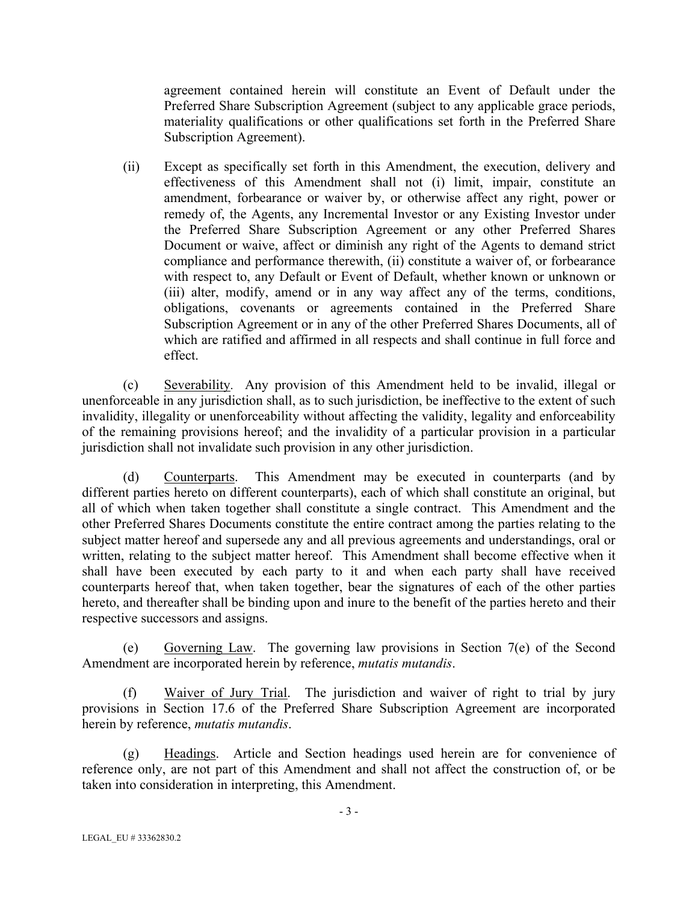agreement contained herein will constitute an Event of Default under the Preferred Share Subscription Agreement (subject to any applicable grace periods, materiality qualifications or other qualifications set forth in the Preferred Share Subscription Agreement).

(ii) Except as specifically set forth in this Amendment, the execution, delivery and effectiveness of this Amendment shall not (i) limit, impair, constitute an amendment, forbearance or waiver by, or otherwise affect any right, power or remedy of, the Agents, any Incremental Investor or any Existing Investor under the Preferred Share Subscription Agreement or any other Preferred Shares Document or waive, affect or diminish any right of the Agents to demand strict compliance and performance therewith, (ii) constitute a waiver of, or forbearance with respect to, any Default or Event of Default, whether known or unknown or (iii) alter, modify, amend or in any way affect any of the terms, conditions, obligations, covenants or agreements contained in the Preferred Share Subscription Agreement or in any of the other Preferred Shares Documents, all of which are ratified and affirmed in all respects and shall continue in full force and effect.

(c) Severability. Any provision of this Amendment held to be invalid, illegal or unenforceable in any jurisdiction shall, as to such jurisdiction, be ineffective to the extent of such invalidity, illegality or unenforceability without affecting the validity, legality and enforceability of the remaining provisions hereof; and the invalidity of a particular provision in a particular jurisdiction shall not invalidate such provision in any other jurisdiction.

(d) Counterparts. This Amendment may be executed in counterparts (and by different parties hereto on different counterparts), each of which shall constitute an original, but all of which when taken together shall constitute a single contract. This Amendment and the other Preferred Shares Documents constitute the entire contract among the parties relating to the subject matter hereof and supersede any and all previous agreements and understandings, oral or written, relating to the subject matter hereof. This Amendment shall become effective when it shall have been executed by each party to it and when each party shall have received counterparts hereof that, when taken together, bear the signatures of each of the other parties hereto, and thereafter shall be binding upon and inure to the benefit of the parties hereto and their respective successors and assigns.

(e) Governing Law. The governing law provisions in Section 7(e) of the Second Amendment are incorporated herein by reference, *mutatis mutandis*.

(f) Waiver of Jury Trial. The jurisdiction and waiver of right to trial by jury provisions in Section 17.6 of the Preferred Share Subscription Agreement are incorporated herein by reference, *mutatis mutandis*.

(g) Headings. Article and Section headings used herein are for convenience of reference only, are not part of this Amendment and shall not affect the construction of, or be taken into consideration in interpreting, this Amendment.

LEGAL_EU # 33362830.2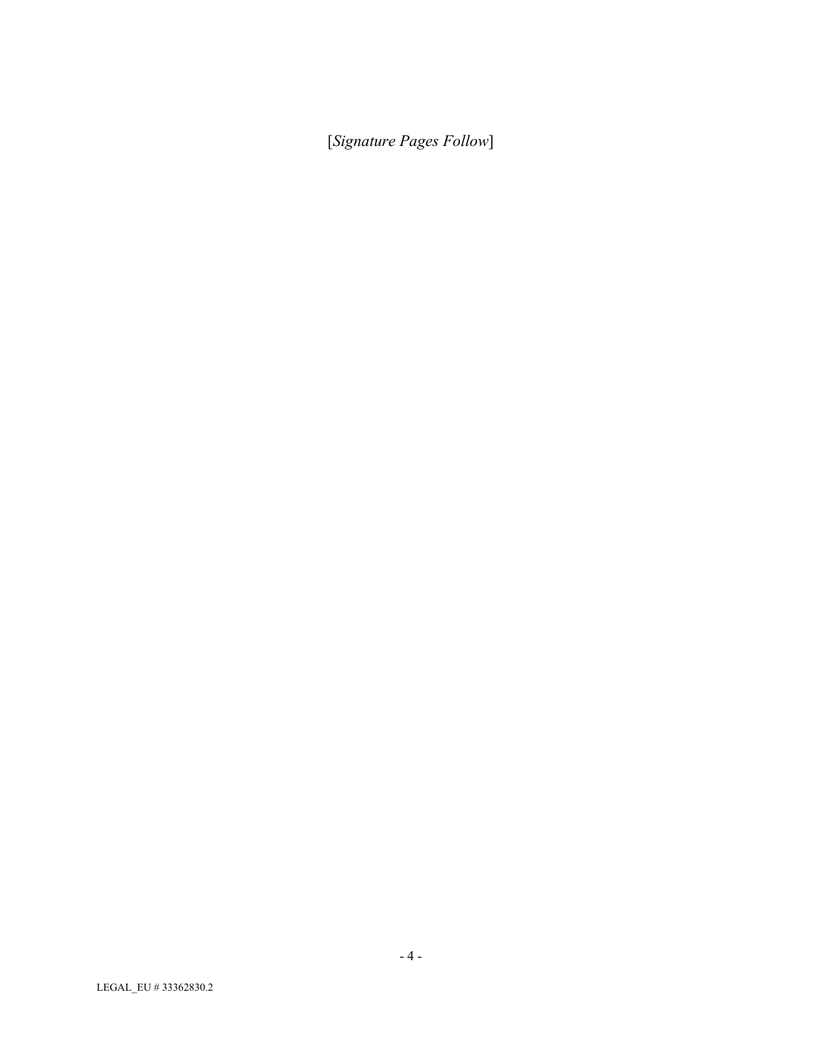[*Signature Pages Follow*]

LEGAL_EU # 33362830.2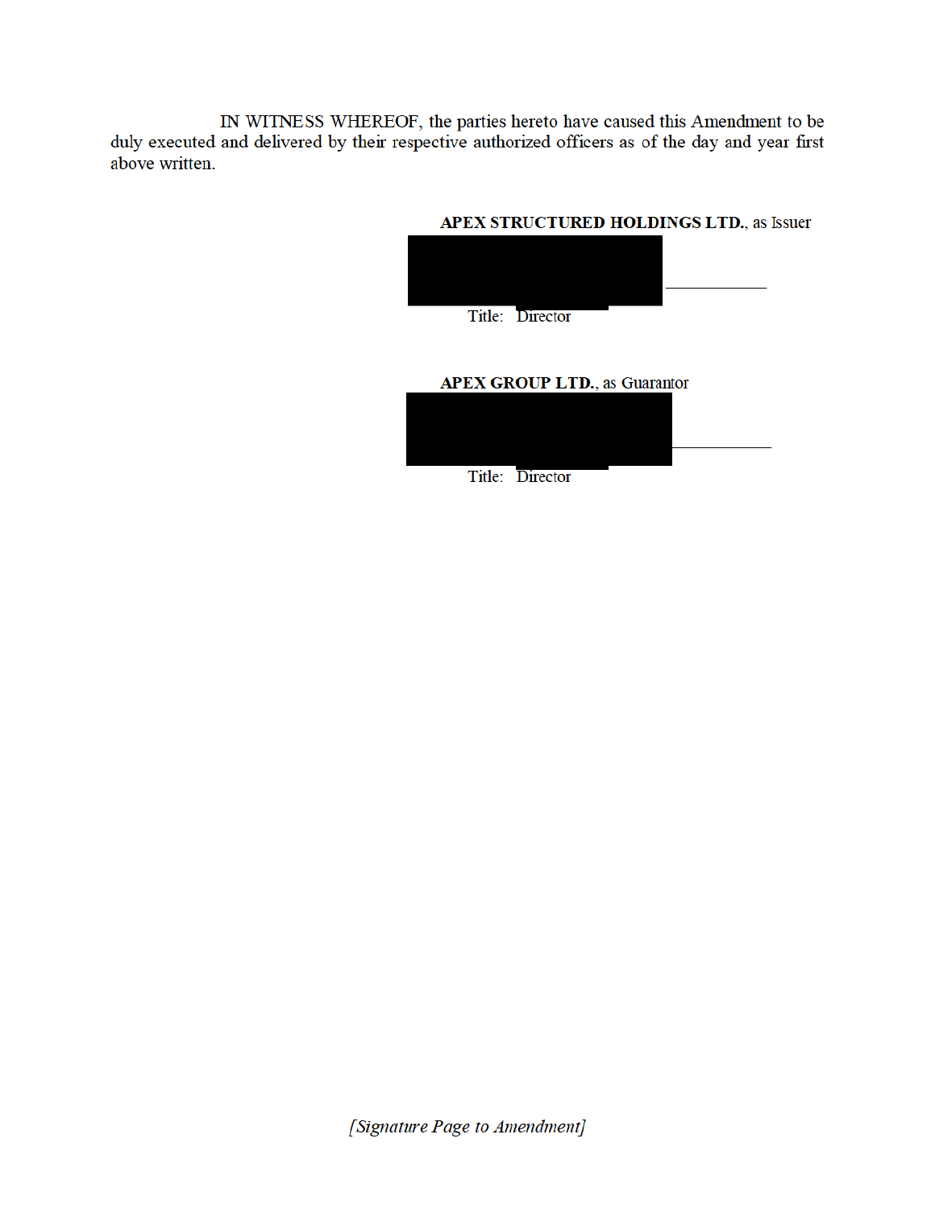IN WITNESS WHEREOF, the parties hereto have caused this Amendment to be duly executed and delivered by their respective authorized officers as of the day and year first above written.

**APEX STRUCTURED HOLDINGS LTD.**, as Issuer

\_\_\_\_\_\_\_\_\_\_\_\_

Title: Director

**APEX GROUP LTD.**, as Guarantor

\_\_\_\_\_\_\_\_\_\_\_\_

Title: Director

*[Signature Page to Amendment]*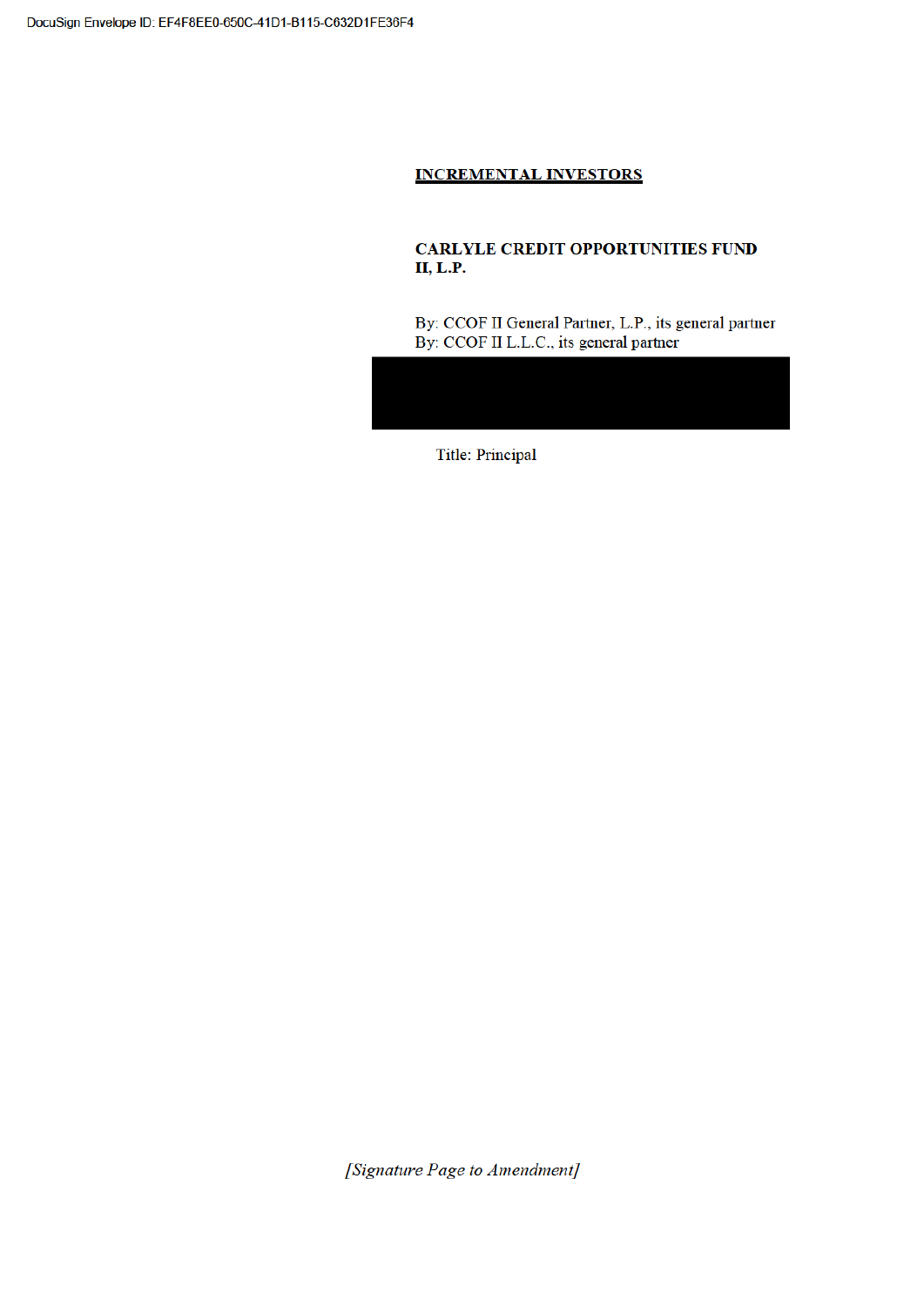**INCREMENTAL INVESTORS**

**CARLYLE CREDIT OPPORTUNITIES FUND II, L.P.**

By: CCOF II General Partner, L.P., its general partner
By: CCOF II L.L.C., its general partner

Title: Principal

*[Signature Page to Amendment]*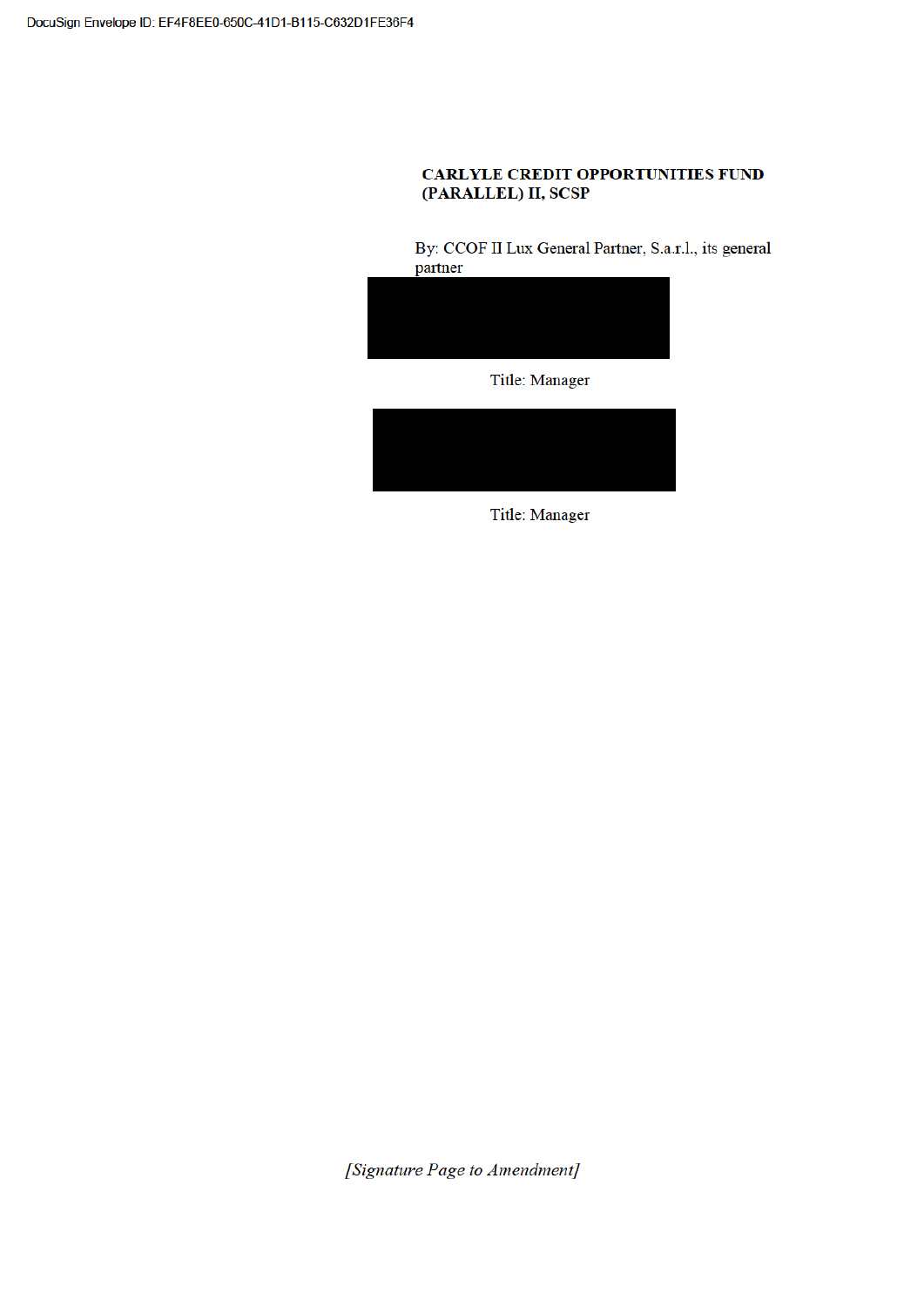**CARLYLE CREDIT OPPORTUNITIES FUND (PARALLEL) II, SCSP**

By: CCOF II Lux General Partner, S.a.r.l., its general partner

Title: Manager

Title: Manager

*[Signature Page to Amendment]*